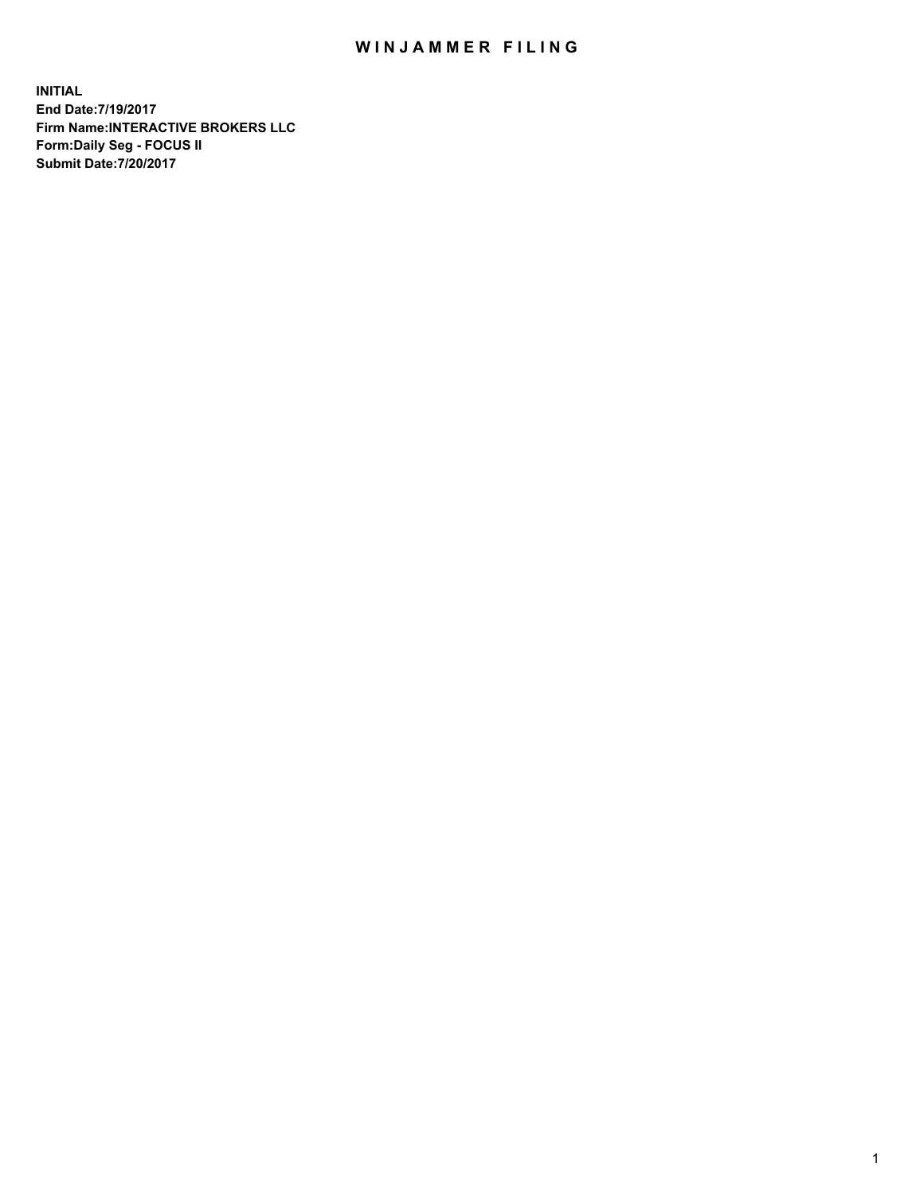# WINJAMMER FILING

**INITIAL**
**End Date:7/19/2017**
**Firm Name:INTERACTIVE BROKERS LLC**
**Form:Daily Seg - FOCUS II**
**Submit Date:7/20/2017**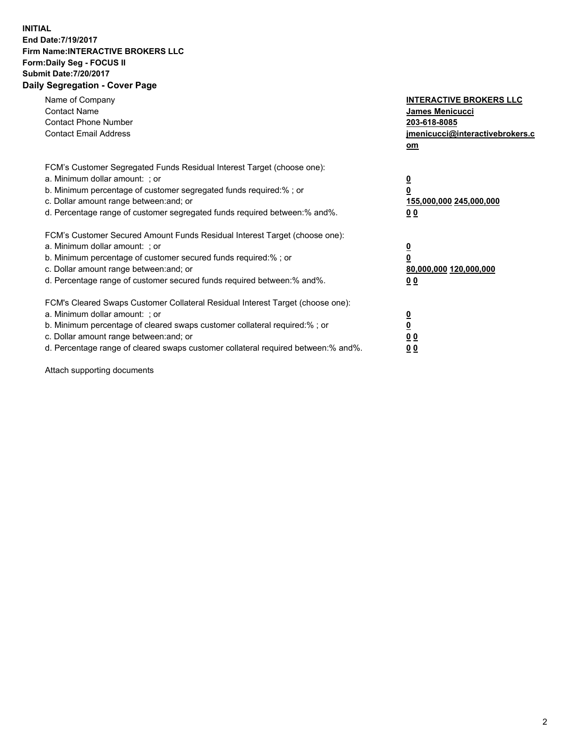**INITIAL**
**End Date:7/19/2017**
**Firm Name:INTERACTIVE BROKERS LLC**
**Form:Daily Seg - FOCUS II**
**Submit Date:7/20/2017**
**Daily Segregation - Cover Page**

| | |
|---|---|
| Name of Company | **INTERACTIVE BROKERS LLC** |
| Contact Name | **James Menicucci** |
| Contact Phone Number | **203-618-8085** |
| Contact Email Address | **jmenicucci@interactivebrokers.com** |

| | |
|---|---|
| FCM's Customer Segregated Funds Residual Interest Target (choose one): | |
| a. Minimum dollar amount: ; or | **0** |
| b. Minimum percentage of customer segregated funds required:% ; or | **0** |
| c. Dollar amount range between:and; or | **155,000,000 245,000,000** |
| d. Percentage range of customer segregated funds required between:% and%. | **0 0** |
| FCM's Customer Secured Amount Funds Residual Interest Target (choose one): | |
| a. Minimum dollar amount: ; or | **0** |
| b. Minimum percentage of customer secured funds required:% ; or | **0** |
| c. Dollar amount range between:and; or | **80,000,000 120,000,000** |
| d. Percentage range of customer secured funds required between:% and%. | **0 0** |
| FCM's Cleared Swaps Customer Collateral Residual Interest Target (choose one): | |
| a. Minimum dollar amount: ; or | **0** |
| b. Minimum percentage of cleared swaps customer collateral required:% ; or | **0** |
| c. Dollar amount range between:and; or | **0 0** |
| d. Percentage range of cleared swaps customer collateral required between:% and%. | **0 0** |

Attach supporting documents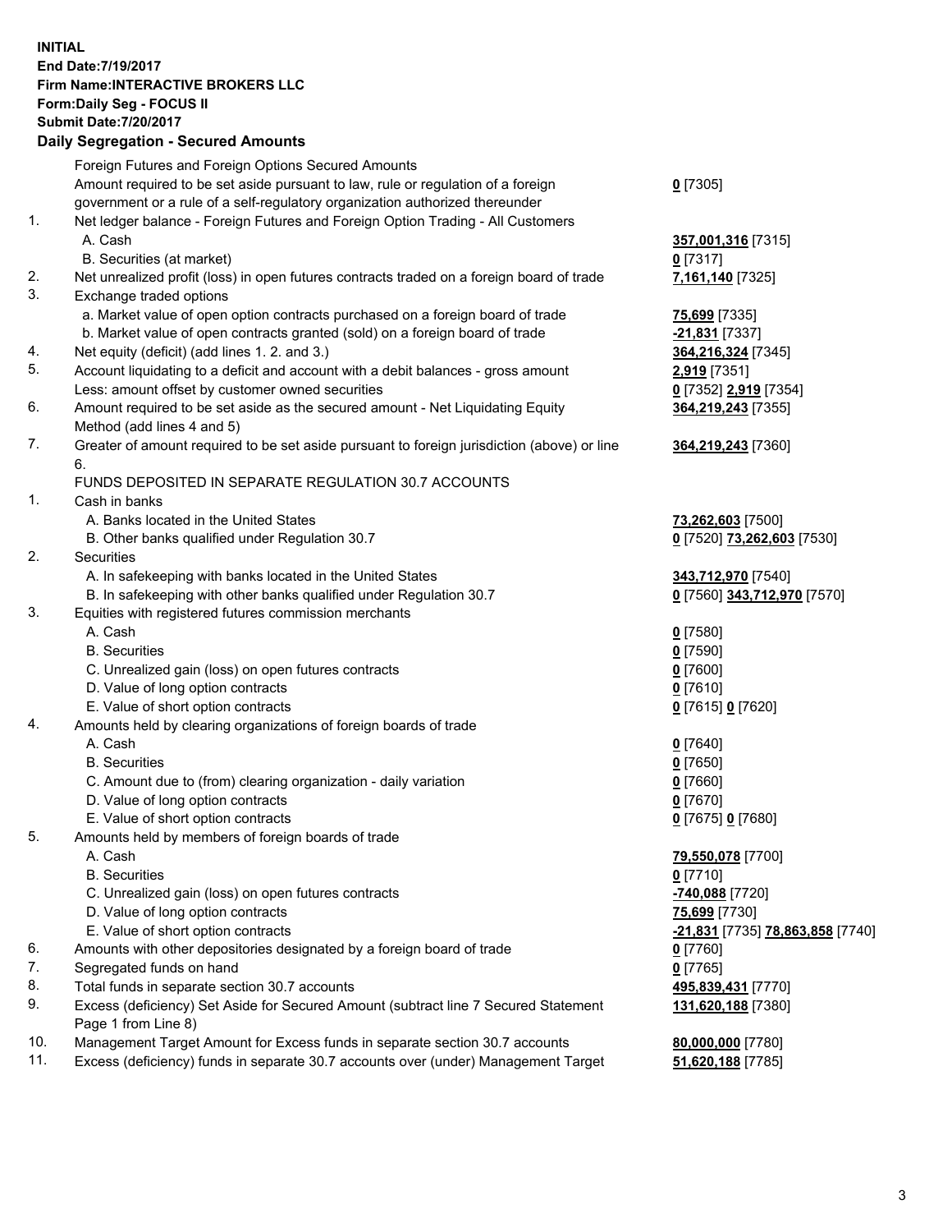**INITIAL**
**End Date:7/19/2017**
**Firm Name:INTERACTIVE BROKERS LLC**
**Form:Daily Seg - FOCUS II**
**Submit Date:7/20/2017**

## Daily Segregation - Secured Amounts

| | | |
|---|---|---|
| | Foreign Futures and Foreign Options Secured Amounts | |
| | Amount required to be set aside pursuant to law, rule or regulation of a foreign government or a rule of a self-regulatory organization authorized thereunder | **0** [7305] |
| 1. | Net ledger balance - Foreign Futures and Foreign Option Trading - All Customers | |
| | A. Cash | **357,001,316** [7315] |
| | B. Securities (at market) | **0** [7317] |
| 2. | Net unrealized profit (loss) in open futures contracts traded on a foreign board of trade | **7,161,140** [7325] |
| 3. | Exchange traded options | |
| | a. Market value of open option contracts purchased on a foreign board of trade | **75,699** [7335] |
| | b. Market value of open contracts granted (sold) on a foreign board of trade | **-21,831** [7337] |
| 4. | Net equity (deficit) (add lines 1. 2. and 3.) | **364,216,324** [7345] |
| 5. | Account liquidating to a deficit and account with a debit balances - gross amount | **2,919** [7351] |
| | Less: amount offset by customer owned securities | **0** [7352] **2,919** [7354] |
| 6. | Amount required to be set aside as the secured amount - Net Liquidating Equity Method (add lines 4 and 5) | **364,219,243** [7355] |
| 7. | Greater of amount required to be set aside pursuant to foreign jurisdiction (above) or line 6. | **364,219,243** [7360] |
| | FUNDS DEPOSITED IN SEPARATE REGULATION 30.7 ACCOUNTS | |
| 1. | Cash in banks | |
| | A. Banks located in the United States | **73,262,603** [7500] |
| | B. Other banks qualified under Regulation 30.7 | **0** [7520] **73,262,603** [7530] |
| 2. | Securities | |
| | A. In safekeeping with banks located in the United States | **343,712,970** [7540] |
| | B. In safekeeping with other banks qualified under Regulation 30.7 | **0** [7560] **343,712,970** [7570] |
| 3. | Equities with registered futures commission merchants | |
| | A. Cash | **0** [7580] |
| | B. Securities | **0** [7590] |
| | C. Unrealized gain (loss) on open futures contracts | **0** [7600] |
| | D. Value of long option contracts | **0** [7610] |
| | E. Value of short option contracts | **0** [7615] **0** [7620] |
| 4. | Amounts held by clearing organizations of foreign boards of trade | |
| | A. Cash | **0** [7640] |
| | B. Securities | **0** [7650] |
| | C. Amount due to (from) clearing organization - daily variation | **0** [7660] |
| | D. Value of long option contracts | **0** [7670] |
| | E. Value of short option contracts | **0** [7675] **0** [7680] |
| 5. | Amounts held by members of foreign boards of trade | |
| | A. Cash | **79,550,078** [7700] |
| | B. Securities | **0** [7710] |
| | C. Unrealized gain (loss) on open futures contracts | **-740,088** [7720] |
| | D. Value of long option contracts | **75,699** [7730] |
| | E. Value of short option contracts | **-21,831** [7735] **78,863,858** [7740] |
| 6. | Amounts with other depositories designated by a foreign board of trade | **0** [7760] |
| 7. | Segregated funds on hand | **0** [7765] |
| 8. | Total funds in separate section 30.7 accounts | **495,839,431** [7770] |
| 9. | Excess (deficiency) Set Aside for Secured Amount (subtract line 7 Secured Statement Page 1 from Line 8) | **131,620,188** [7380] |
| 10. | Management Target Amount for Excess funds in separate section 30.7 accounts | **80,000,000** [7780] |
| 11. | Excess (deficiency) funds in separate 30.7 accounts over (under) Management Target | **51,620,188** [7785] |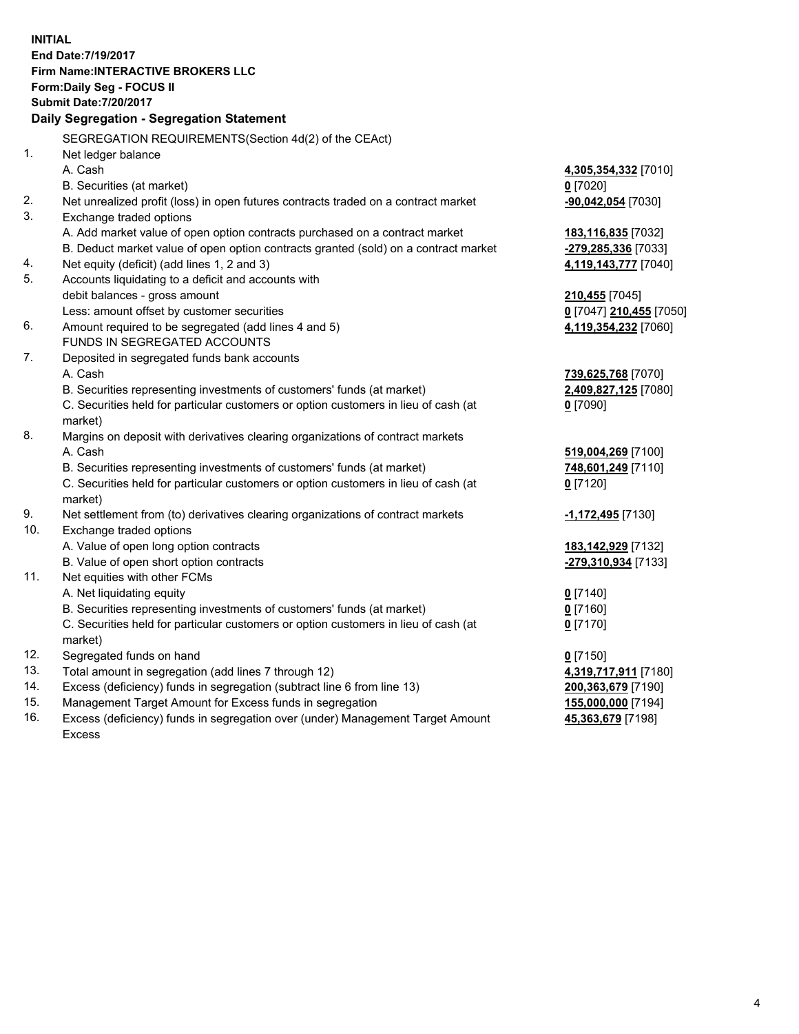**INITIAL**
**End Date:7/19/2017**
**Firm Name:INTERACTIVE BROKERS LLC**
**Form:Daily Seg - FOCUS II**
**Submit Date:7/20/2017**

## Daily Segregation - Segregation Statement

SEGREGATION REQUIREMENTS(Section 4d(2) of the CEAct)

| | | |
|---|---|---|
| 1. | Net ledger balance | |
| | A. Cash | **4,305,354,332** [7010] |
| | B. Securities (at market) | **0** [7020] |
| 2. | Net unrealized profit (loss) in open futures contracts traded on a contract market | **-90,042,054** [7030] |
| 3. | Exchange traded options | |
| | A. Add market value of open option contracts purchased on a contract market | **183,116,835** [7032] |
| | B. Deduct market value of open option contracts granted (sold) on a contract market | **-279,285,336** [7033] |
| 4. | Net equity (deficit) (add lines 1, 2 and 3) | **4,119,143,777** [7040] |
| 5. | Accounts liquidating to a deficit and accounts with debit balances - gross amount | **210,455** [7045] |
| | Less: amount offset by customer securities | **0** [7047] **210,455** [7050] |
| 6. | Amount required to be segregated (add lines 4 and 5) | **4,119,354,232** [7060] |
| | FUNDS IN SEGREGATED ACCOUNTS | |
| 7. | Deposited in segregated funds bank accounts | |
| | A. Cash | **739,625,768** [7070] |
| | B. Securities representing investments of customers' funds (at market) | **2,409,827,125** [7080] |
| | C. Securities held for particular customers or option customers in lieu of cash (at market) | **0** [7090] |
| 8. | Margins on deposit with derivatives clearing organizations of contract markets | |
| | A. Cash | **519,004,269** [7100] |
| | B. Securities representing investments of customers' funds (at market) | **748,601,249** [7110] |
| | C. Securities held for particular customers or option customers in lieu of cash (at market) | **0** [7120] |
| 9. | Net settlement from (to) derivatives clearing organizations of contract markets | **-1,172,495** [7130] |
| 10. | Exchange traded options | |
| | A. Value of open long option contracts | **183,142,929** [7132] |
| | B. Value of open short option contracts | **-279,310,934** [7133] |
| 11. | Net equities with other FCMs | |
| | A. Net liquidating equity | **0** [7140] |
| | B. Securities representing investments of customers' funds (at market) | **0** [7160] |
| | C. Securities held for particular customers or option customers in lieu of cash (at market) | **0** [7170] |
| 12. | Segregated funds on hand | **0** [7150] |
| 13. | Total amount in segregation (add lines 7 through 12) | **4,319,717,911** [7180] |
| 14. | Excess (deficiency) funds in segregation (subtract line 6 from line 13) | **200,363,679** [7190] |
| 15. | Management Target Amount for Excess funds in segregation | **155,000,000** [7194] |
| 16. | Excess (deficiency) funds in segregation over (under) Management Target Amount Excess | **45,363,679** [7198] |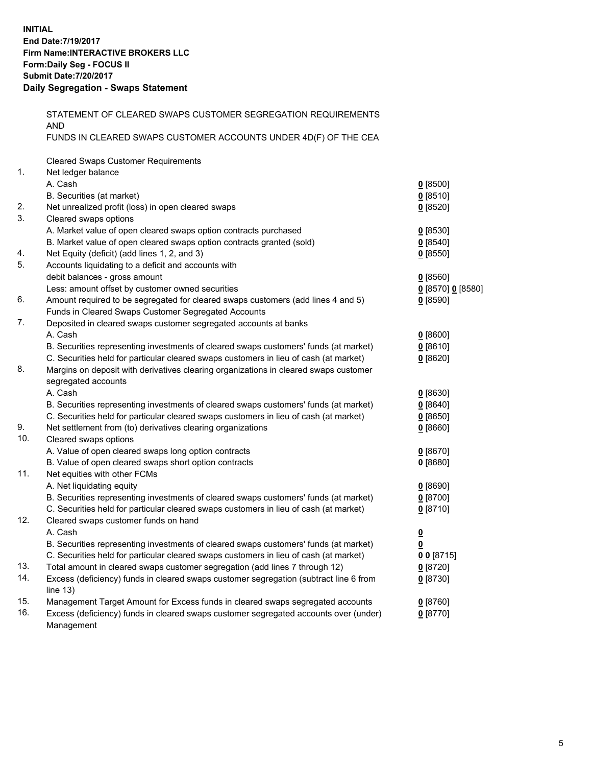**INITIAL**
**End Date:7/19/2017**
**Firm Name:INTERACTIVE BROKERS LLC**
**Form:Daily Seg - FOCUS II**
**Submit Date:7/20/2017**
**Daily Segregation - Swaps Statement**

STATEMENT OF CLEARED SWAPS CUSTOMER SEGREGATION REQUIREMENTS AND FUNDS IN CLEARED SWAPS CUSTOMER ACCOUNTS UNDER 4D(F) OF THE CEA

| | | |
|---|---|---|
| | Cleared Swaps Customer Requirements | |
| 1. | Net ledger balance | |
| | A. Cash | 0 [8500] |
| | B. Securities (at market) | 0 [8510] |
| 2. | Net unrealized profit (loss) in open cleared swaps | 0 [8520] |
| 3. | Cleared swaps options | |
| | A. Market value of open cleared swaps option contracts purchased | 0 [8530] |
| | B. Market value of open cleared swaps option contracts granted (sold) | 0 [8540] |
| 4. | Net Equity (deficit) (add lines 1, 2, and 3) | 0 [8550] |
| 5. | Accounts liquidating to a deficit and accounts with | |
| | debit balances - gross amount | 0 [8560] |
| | Less: amount offset by customer owned securities | 0 [8570] 0 [8580] |
| 6. | Amount required to be segregated for cleared swaps customers (add lines 4 and 5) | 0 [8590] |
| | Funds in Cleared Swaps Customer Segregated Accounts | |
| 7. | Deposited in cleared swaps customer segregated accounts at banks | |
| | A. Cash | 0 [8600] |
| | B. Securities representing investments of cleared swaps customers' funds (at market) | 0 [8610] |
| | C. Securities held for particular cleared swaps customers in lieu of cash (at market) | 0 [8620] |
| 8. | Margins on deposit with derivatives clearing organizations in cleared swaps customer segregated accounts | |
| | A. Cash | 0 [8630] |
| | B. Securities representing investments of cleared swaps customers' funds (at market) | 0 [8640] |
| | C. Securities held for particular cleared swaps customers in lieu of cash (at market) | 0 [8650] |
| 9. | Net settlement from (to) derivatives clearing organizations | 0 [8660] |
| 10. | Cleared swaps options | |
| | A. Value of open cleared swaps long option contracts | 0 [8670] |
| | B. Value of open cleared swaps short option contracts | 0 [8680] |
| 11. | Net equities with other FCMs | |
| | A. Net liquidating equity | 0 [8690] |
| | B. Securities representing investments of cleared swaps customers' funds (at market) | 0 [8700] |
| | C. Securities held for particular cleared swaps customers in lieu of cash (at market) | 0 [8710] |
| 12. | Cleared swaps customer funds on hand | |
| | A. Cash | 0 |
| | B. Securities representing investments of cleared swaps customers' funds (at market) | 0 |
| | C. Securities held for particular cleared swaps customers in lieu of cash (at market) | 0 0 [8715] |
| 13. | Total amount in cleared swaps customer segregation (add lines 7 through 12) | 0 [8720] |
| 14. | Excess (deficiency) funds in cleared swaps customer segregation (subtract line 6 from line 13) | 0 [8730] |
| 15. | Management Target Amount for Excess funds in cleared swaps segregated accounts | 0 [8760] |
| 16. | Excess (deficiency) funds in cleared swaps customer segregated accounts over (under) Management | 0 [8770] |